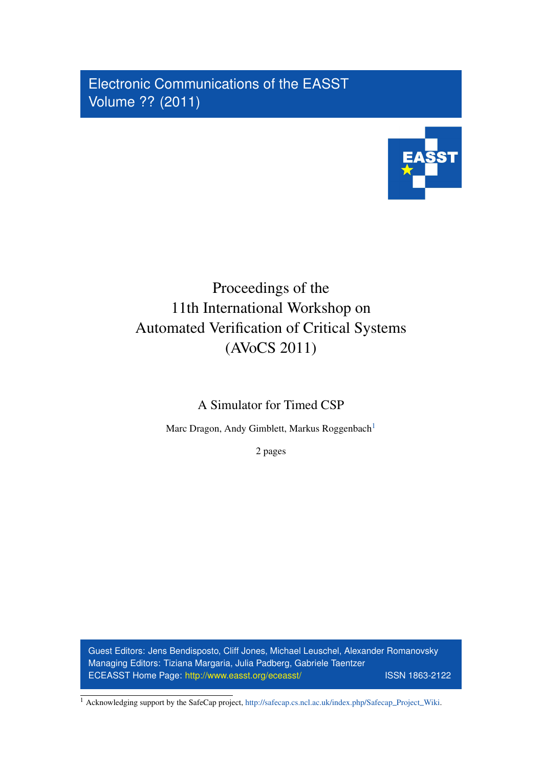Electronic Communications of the EASST
Volume ?? (2011)

# Proceedings of the 11th International Workshop on Automated Verification of Critical Systems (AVoCS 2011)

## A Simulator for Timed CSP

Marc Dragon, Andy Gimblett, Markus Roggenbach[1]

2 pages

Guest Editors: Jens Bendisposto, Cliff Jones, Michael Leuschel, Alexander Romanovsky
Managing Editors: Tiziana Margaria, Julia Padberg, Gabriele Taentzer
ECEASST Home Page: http://www.easst.org/eceasst/ ISSN 1863-2122

[1] Acknowledging support by the SafeCap project, http://safecap.cs.ncl.ac.uk/index.php/Safecap_Project_Wiki.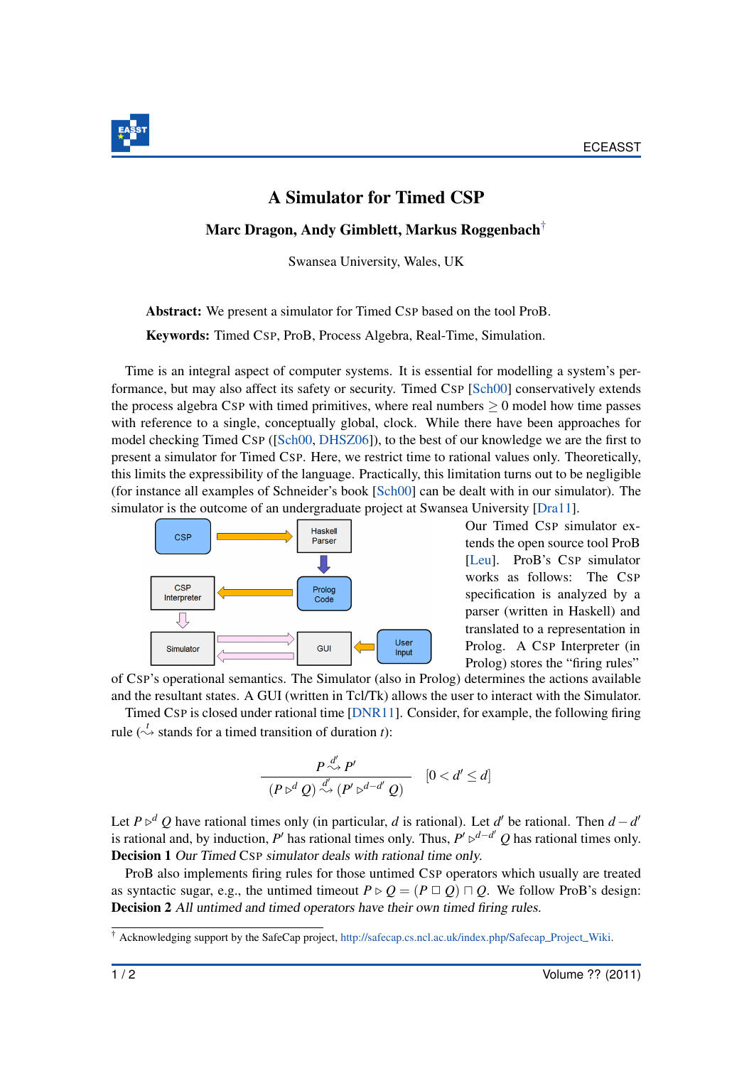# A Simulator for Timed CSP

**Marc Dragon, Andy Gimblett, Markus Roggenbach**[†]

Swansea University, Wales, UK

**Abstract:** We present a simulator for Timed CSP based on the tool ProB.

**Keywords:** Timed CSP, ProB, Process Algebra, Real-Time, Simulation.

Time is an integral aspect of computer systems. It is essential for modelling a system's performance, but may also affect its safety or security. Timed CSP [Sch00] conservatively extends the process algebra CSP with timed primitives, where real numbers $\geq 0$ model how time passes with reference to a single, conceptually global, clock. While there have been approaches for model checking Timed CSP ([Sch00, DHSZ06]), to the best of our knowledge we are the first to present a simulator for Timed CSP. Here, we restrict time to rational values only. Theoretically, this limits the expressibility of the language. Practically, this limitation turns out to be negligible (for instance all examples of Schneider's book [Sch00] can be dealt with in our simulator). The simulator is the outcome of an undergraduate project at Swansea University [Dra11].

CSP
Haskell Parser
Prolog Code
CSP Interpreter
Simulator
GUI
User Input

Our Timed CSP simulator extends the open source tool ProB [Leu]. ProB's CSP simulator works as follows: The CSP specification is analyzed by a parser (written in Haskell) and translated to a representation in Prolog. A CSP Interpreter (in Prolog) stores the "firing rules" of CSP's operational semantics. The Simulator (also in Prolog) determines the actions available and the resultant states. A GUI (written in Tcl/Tk) allows the user to interact with the Simulator.

Timed CSP is closed under rational time [DNR11]. Consider, for example, the following firing rule ($\overset{t}{\rightsquigarrow}$ stands for a timed transition of duration $t$):

$$\frac{P \overset{d'}{\rightsquigarrow} P'}{(P \rhd^{d} Q) \overset{d'}{\rightsquigarrow} (P' \rhd^{d-d'} Q)} \quad [0 < d' \leq d]$$

Let $P \rhd^{d} Q$ have rational times only (in particular, $d$ is rational). Let $d'$ be rational. Then $d - d'$ is rational and, by induction, $P'$ has rational times only. Thus, $P' \rhd^{d-d'} Q$ has rational times only.

**Decision 1** *Our Timed CSP simulator deals with rational time only.*

ProB also implements firing rules for those untimed CSP operators which usually are treated as syntactic sugar, e.g., the untimed timeout $P \rhd Q = (P \,\Box\, Q) \sqcap Q$. We follow ProB's design:

**Decision 2** *All untimed and timed operators have their own timed firing rules.*

[†] Acknowledging support by the SafeCap project, http://safecap.cs.ncl.ac.uk/index.php/Safecap_Project_Wiki.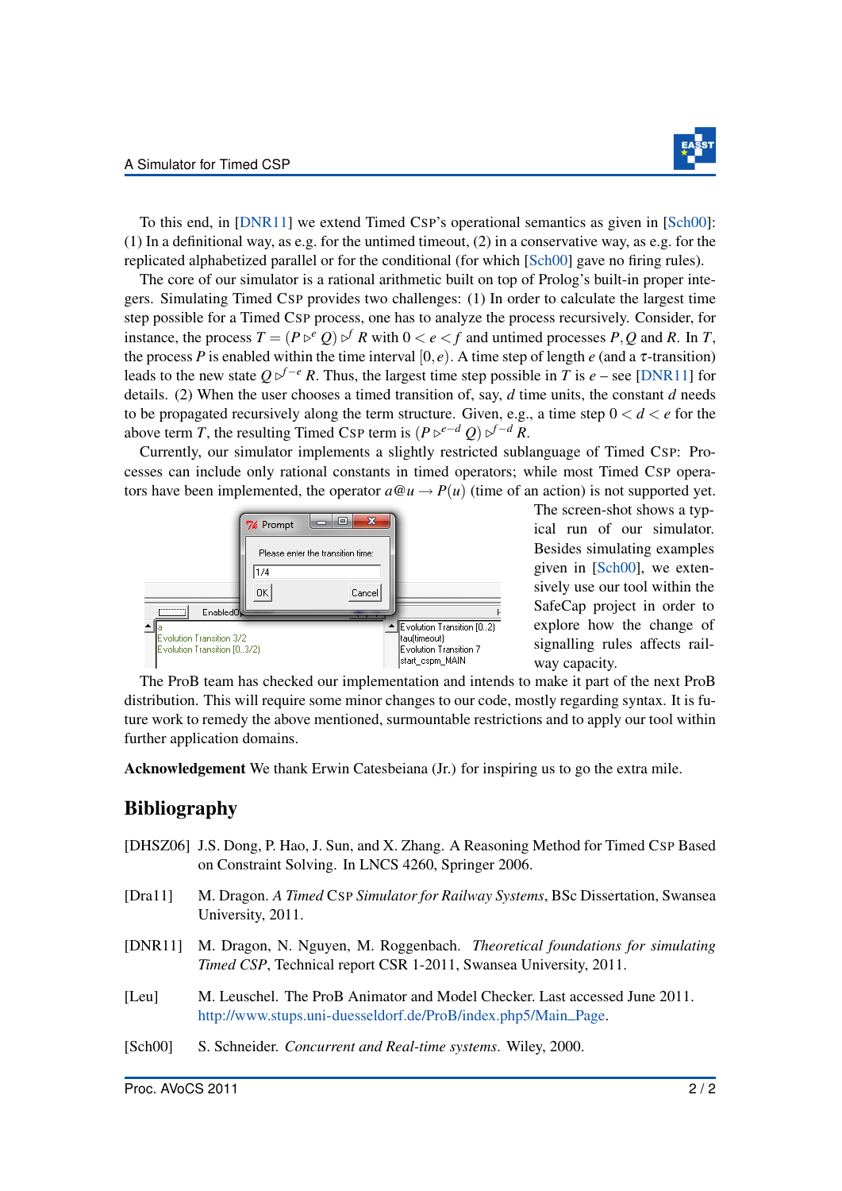To this end, in [DNR11] we extend Timed CSP's operational semantics as given in [Sch00]: (1) In a definitional way, as e.g. for the untimed timeout, (2) in a conservative way, as e.g. for the replicated alphabetized parallel or for the conditional (for which [Sch00] gave no firing rules).

The core of our simulator is a rational arithmetic built on top of Prolog's built-in proper integers. Simulating Timed CSP provides two challenges: (1) In order to calculate the largest time step possible for a Timed CSP process, one has to analyze the process recursively. Consider, for instance, the process $T = (P \triangleright^e Q) \triangleright^f R$ with $0 < e < f$ and untimed processes $P, Q$ and $R$. In $T$, the process $P$ is enabled within the time interval $[0, e)$. A time step of length $e$ (and a $\tau$-transition) leads to the new state $Q \triangleright^{f-e} R$. Thus, the largest time step possible in $T$ is $e$ – see [DNR11] for details. (2) When the user chooses a timed transition of, say, $d$ time units, the constant $d$ needs to be propagated recursively along the term structure. Given, e.g., a time step $0 < d < e$ for the above term $T$, the resulting Timed CSP term is $(P \triangleright^{e-d} Q) \triangleright^{f-d} R$.

Currently, our simulator implements a slightly restricted sublanguage of Timed CSP: Processes can include only rational constants in timed operators; while most Timed CSP operators have been implemented, the operator $a@u \rightarrow P(u)$ (time of an action) is not supported yet.

Prompt

Please enter the transition time:

1/4

OK

Cancel

Enabled

a

Evolution Transition 3/2

Evolution Transition [0..3/2]

Evolution Transition [0..2]

tau(timeout)

Evolution Transition 7

start_cspm_MAIN

The screen-shot shows a typical run of our simulator. Besides simulating examples given in [Sch00], we extensively use our tool within the SafeCap project in order to explore how the change of signalling rules affects railway capacity.

The ProB team has checked our implementation and intends to make it part of the next ProB distribution. This will require some minor changes to our code, mostly regarding syntax. It is future work to remedy the above mentioned, surmountable restrictions and to apply our tool within further application domains.

**Acknowledgement** We thank Erwin Catesbeiana (Jr.) for inspiring us to go the extra mile.

## Bibliography

[DHSZ06] J.S. Dong, P. Hao, J. Sun, and X. Zhang. A Reasoning Method for Timed CSP Based on Constraint Solving. In LNCS 4260, Springer 2006.

[Dra11] M. Dragon. *A Timed CSP Simulator for Railway Systems*, BSc Dissertation, Swansea University, 2011.

[DNR11] M. Dragon, N. Nguyen, M. Roggenbach. *Theoretical foundations for simulating Timed CSP*, Technical report CSR 1-2011, Swansea University, 2011.

[Leu] M. Leuschel. The ProB Animator and Model Checker. Last accessed June 2011. http://www.stups.uni-duesseldorf.de/ProB/index.php5/Main_Page.

[Sch00] S. Schneider. *Concurrent and Real-time systems*. Wiley, 2000.